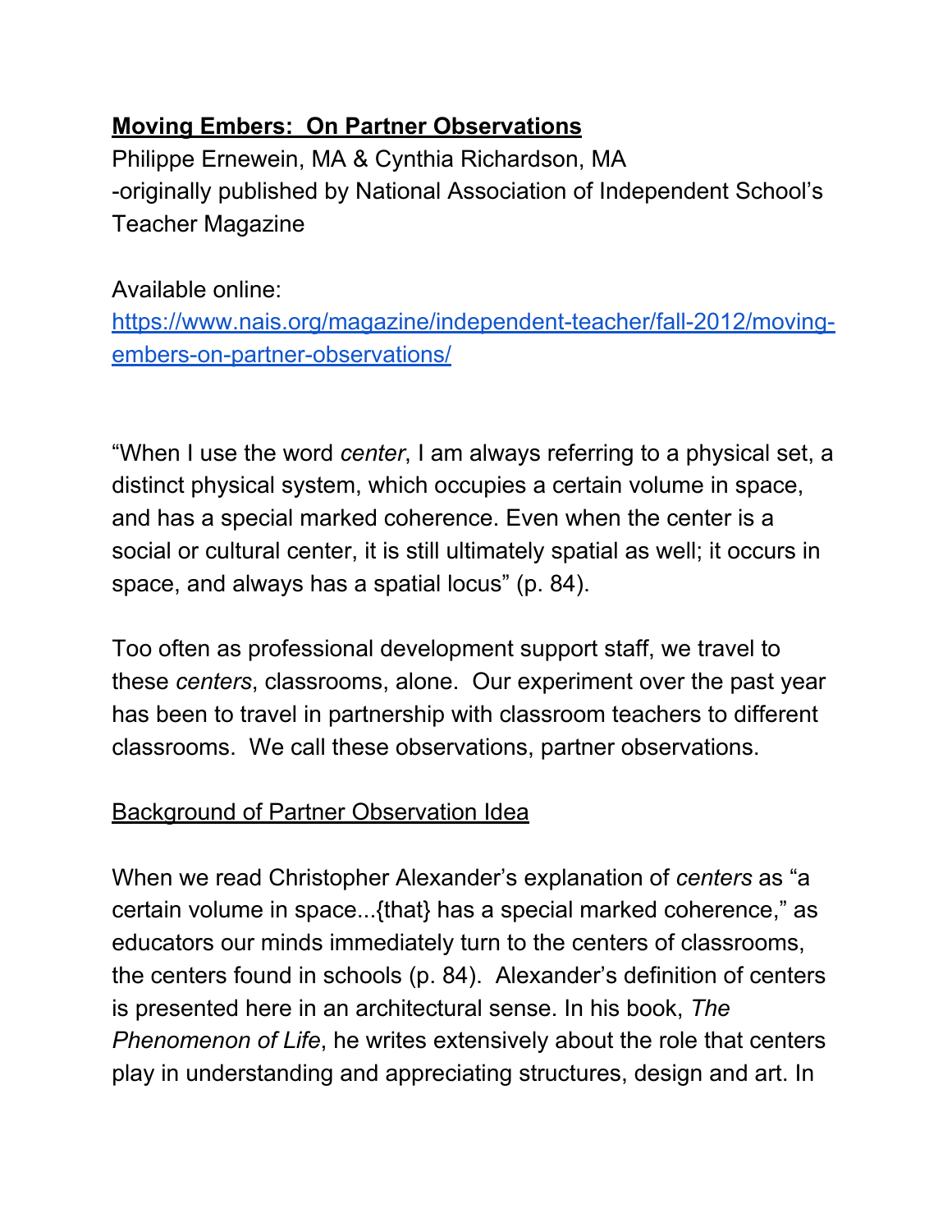# **Moving Embers: On Partner Observations**

Philippe Ernewein, MA & Cynthia Richardson, MA
-originally published by National Association of Independent School's Teacher Magazine

Available online:
[https://www.nais.org/magazine/independent-teacher/fall-2012/moving-embers-on-partner-observations/](https://www.nais.org/magazine/independent-teacher/fall-2012/moving-embers-on-partner-observations/)

"When I use the word *center*, I am always referring to a physical set, a distinct physical system, which occupies a certain volume in space, and has a special marked coherence. Even when the center is a social or cultural center, it is still ultimately spatial as well; it occurs in space, and always has a spatial locus" (p. 84).

Too often as professional development support staff, we travel to these *centers*, classrooms, alone. Our experiment over the past year has been to travel in partnership with classroom teachers to different classrooms. We call these observations, partner observations.

## Background of Partner Observation Idea

When we read Christopher Alexander's explanation of *centers* as "a certain volume in space...{that} has a special marked coherence," as educators our minds immediately turn to the centers of classrooms, the centers found in schools (p. 84). Alexander's definition of centers is presented here in an architectural sense. In his book, *The Phenomenon of Life*, he writes extensively about the role that centers play in understanding and appreciating structures, design and art. In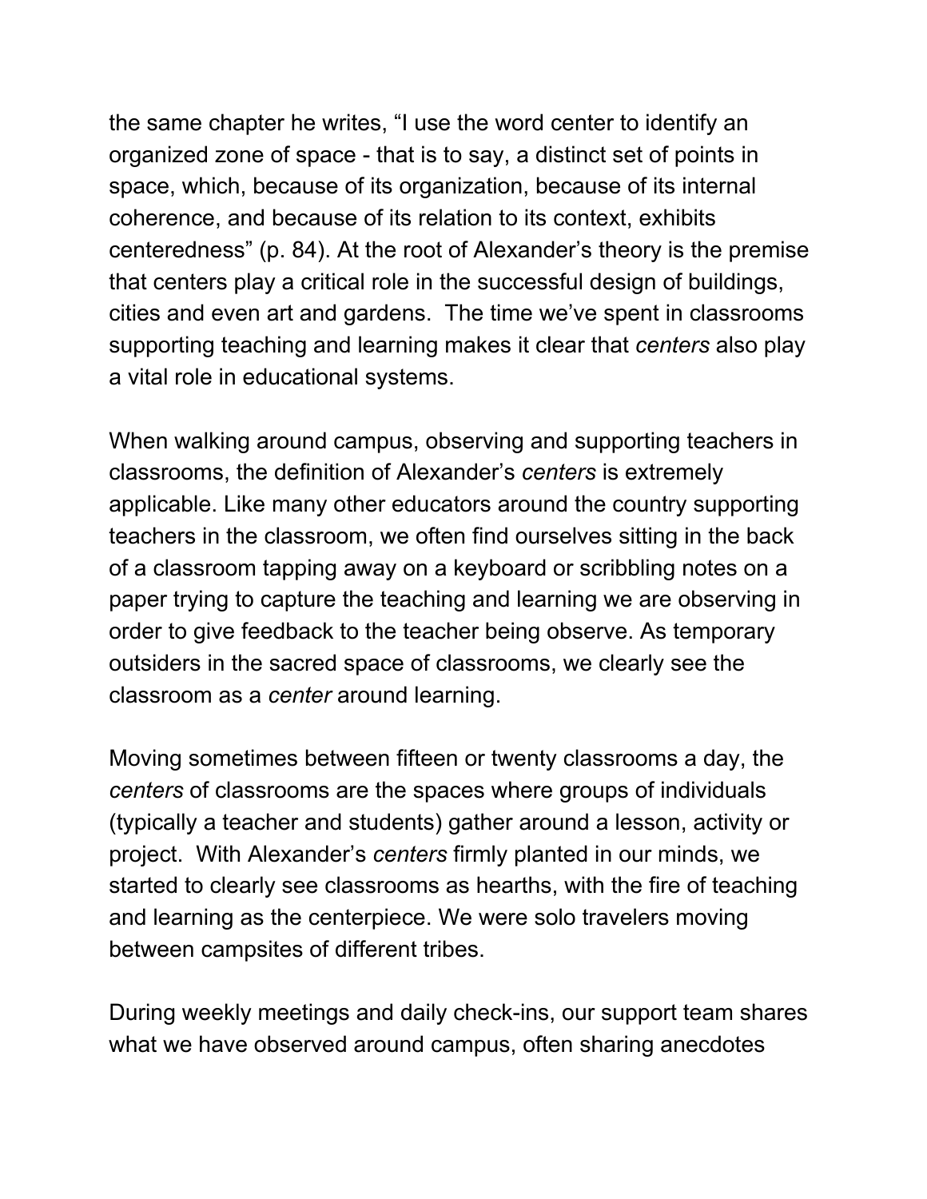the same chapter he writes, “I use the word center to identify an organized zone of space - that is to say, a distinct set of points in space, which, because of its organization, because of its internal coherence, and because of its relation to its context, exhibits centeredness” (p. 84). At the root of Alexander’s theory is the premise that centers play a critical role in the successful design of buildings, cities and even art and gardens. The time we’ve spent in classrooms supporting teaching and learning makes it clear that *centers* also play a vital role in educational systems.

When walking around campus, observing and supporting teachers in classrooms, the definition of Alexander’s *centers* is extremely applicable. Like many other educators around the country supporting teachers in the classroom, we often find ourselves sitting in the back of a classroom tapping away on a keyboard or scribbling notes on a paper trying to capture the teaching and learning we are observing in order to give feedback to the teacher being observe. As temporary outsiders in the sacred space of classrooms, we clearly see the classroom as a *center* around learning.

Moving sometimes between fifteen or twenty classrooms a day, the *centers* of classrooms are the spaces where groups of individuals (typically a teacher and students) gather around a lesson, activity or project. With Alexander’s *centers* firmly planted in our minds, we started to clearly see classrooms as hearths, with the fire of teaching and learning as the centerpiece. We were solo travelers moving between campsites of different tribes.

During weekly meetings and daily check-ins, our support team shares what we have observed around campus, often sharing anecdotes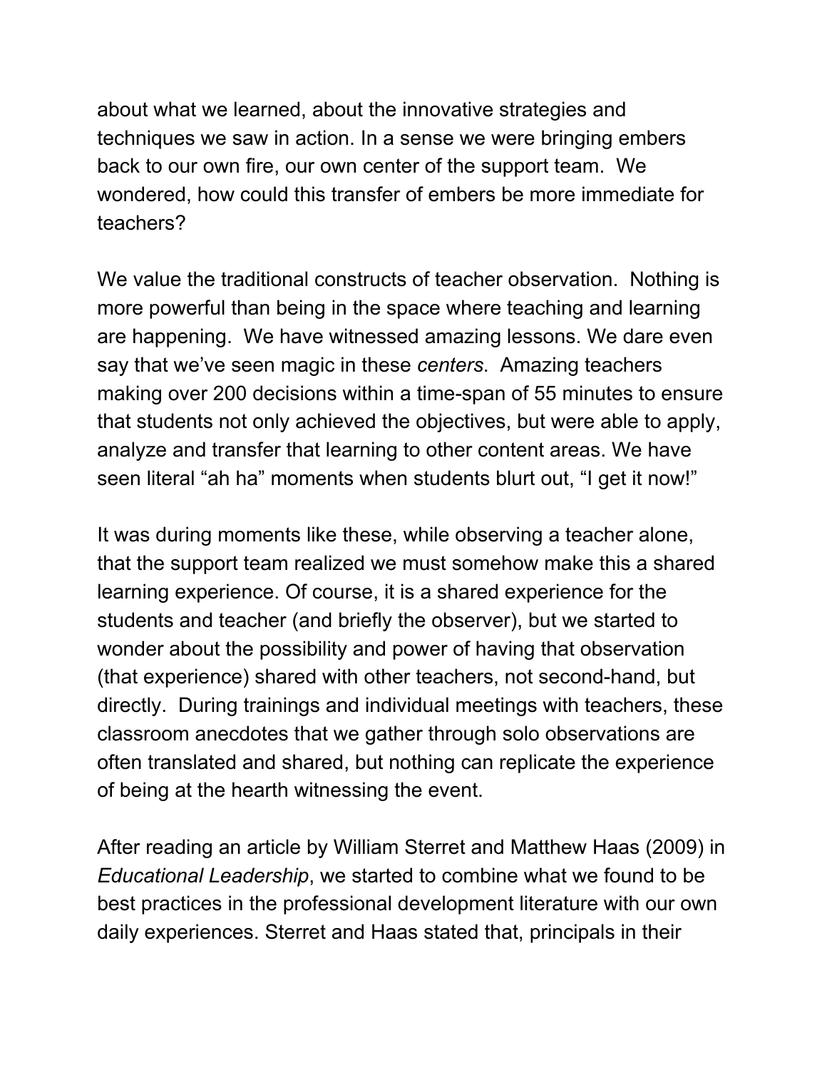about what we learned, about the innovative strategies and techniques we saw in action. In a sense we were bringing embers back to our own fire, our own center of the support team. We wondered, how could this transfer of embers be more immediate for teachers?

We value the traditional constructs of teacher observation. Nothing is more powerful than being in the space where teaching and learning are happening. We have witnessed amazing lessons. We dare even say that we've seen magic in these *centers*. Amazing teachers making over 200 decisions within a time-span of 55 minutes to ensure that students not only achieved the objectives, but were able to apply, analyze and transfer that learning to other content areas. We have seen literal "ah ha" moments when students blurt out, "I get it now!"

It was during moments like these, while observing a teacher alone, that the support team realized we must somehow make this a shared learning experience. Of course, it is a shared experience for the students and teacher (and briefly the observer), but we started to wonder about the possibility and power of having that observation (that experience) shared with other teachers, not second-hand, but directly. During trainings and individual meetings with teachers, these classroom anecdotes that we gather through solo observations are often translated and shared, but nothing can replicate the experience of being at the hearth witnessing the event.

After reading an article by William Sterret and Matthew Haas (2009) in *Educational Leadership*, we started to combine what we found to be best practices in the professional development literature with our own daily experiences. Sterret and Haas stated that, principals in their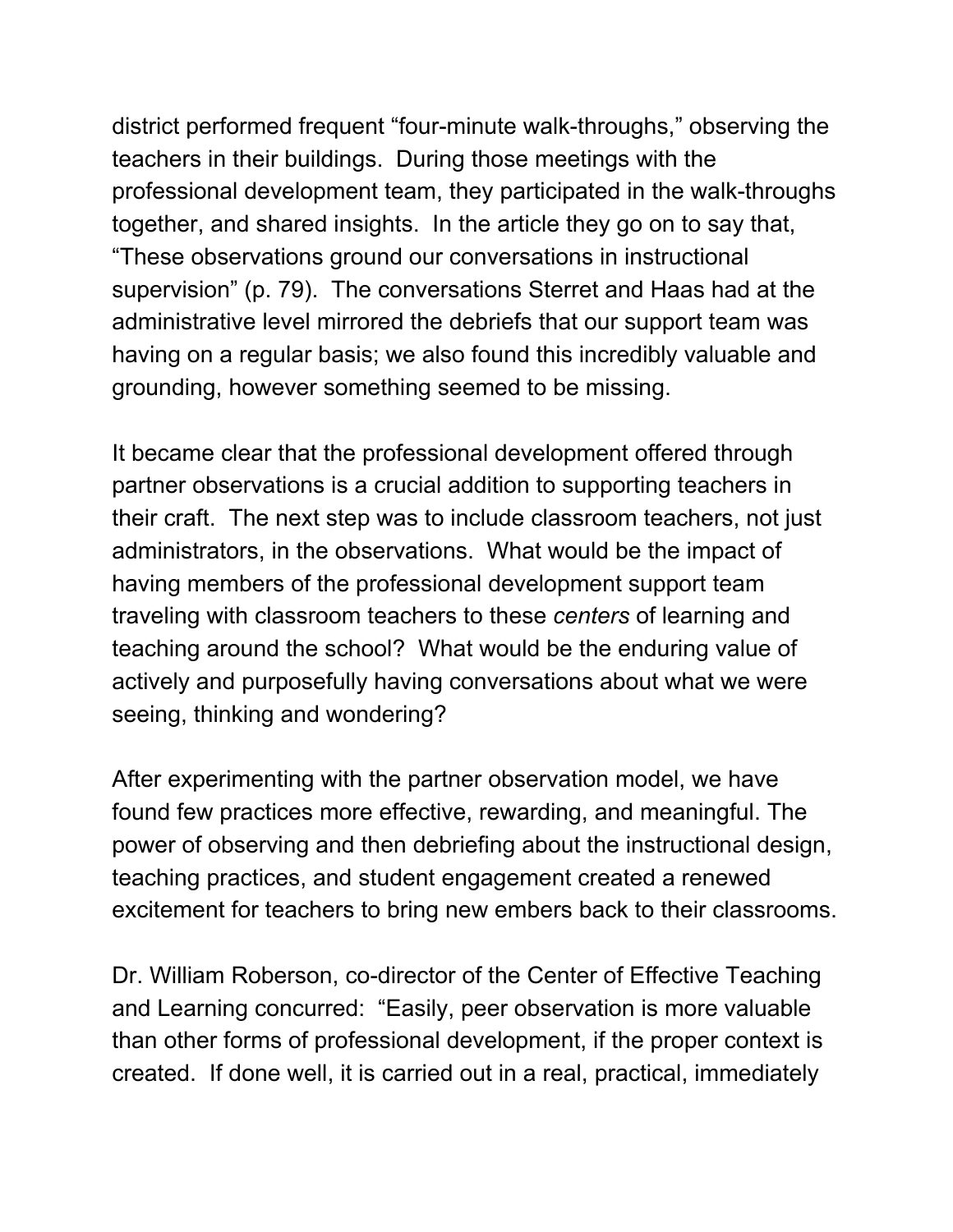district performed frequent "four-minute walk-throughs," observing the teachers in their buildings. During those meetings with the professional development team, they participated in the walk-throughs together, and shared insights. In the article they go on to say that, "These observations ground our conversations in instructional supervision" (p. 79). The conversations Sterret and Haas had at the administrative level mirrored the debriefs that our support team was having on a regular basis; we also found this incredibly valuable and grounding, however something seemed to be missing.

It became clear that the professional development offered through partner observations is a crucial addition to supporting teachers in their craft. The next step was to include classroom teachers, not just administrators, in the observations. What would be the impact of having members of the professional development support team traveling with classroom teachers to these *centers* of learning and teaching around the school? What would be the enduring value of actively and purposefully having conversations about what we were seeing, thinking and wondering?

After experimenting with the partner observation model, we have found few practices more effective, rewarding, and meaningful. The power of observing and then debriefing about the instructional design, teaching practices, and student engagement created a renewed excitement for teachers to bring new embers back to their classrooms.

Dr. William Roberson, co-director of the Center of Effective Teaching and Learning concurred: "Easily, peer observation is more valuable than other forms of professional development, if the proper context is created. If done well, it is carried out in a real, practical, immediately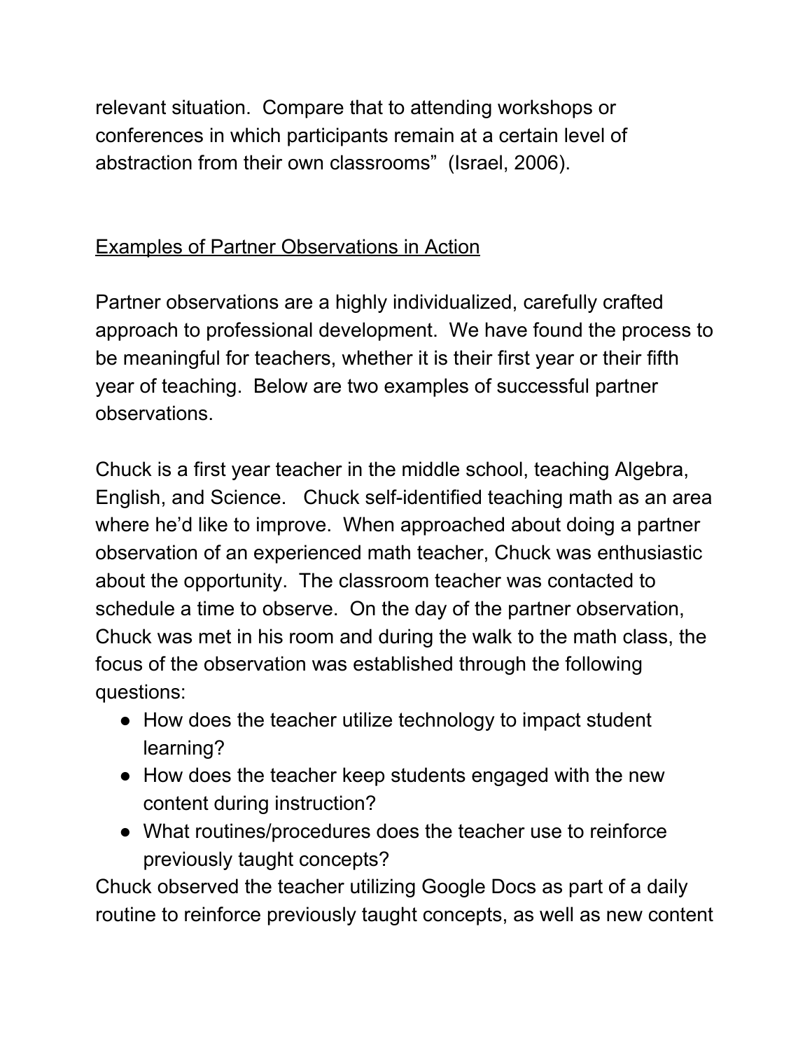relevant situation. Compare that to attending workshops or conferences in which participants remain at a certain level of abstraction from their own classrooms" (Israel, 2006).

## Examples of Partner Observations in Action

Partner observations are a highly individualized, carefully crafted approach to professional development. We have found the process to be meaningful for teachers, whether it is their first year or their fifth year of teaching. Below are two examples of successful partner observations.

Chuck is a first year teacher in the middle school, teaching Algebra, English, and Science. Chuck self-identified teaching math as an area where he'd like to improve. When approached about doing a partner observation of an experienced math teacher, Chuck was enthusiastic about the opportunity. The classroom teacher was contacted to schedule a time to observe. On the day of the partner observation, Chuck was met in his room and during the walk to the math class, the focus of the observation was established through the following questions:

- How does the teacher utilize technology to impact student learning?
- How does the teacher keep students engaged with the new content during instruction?
- What routines/procedures does the teacher use to reinforce previously taught concepts?

Chuck observed the teacher utilizing Google Docs as part of a daily routine to reinforce previously taught concepts, as well as new content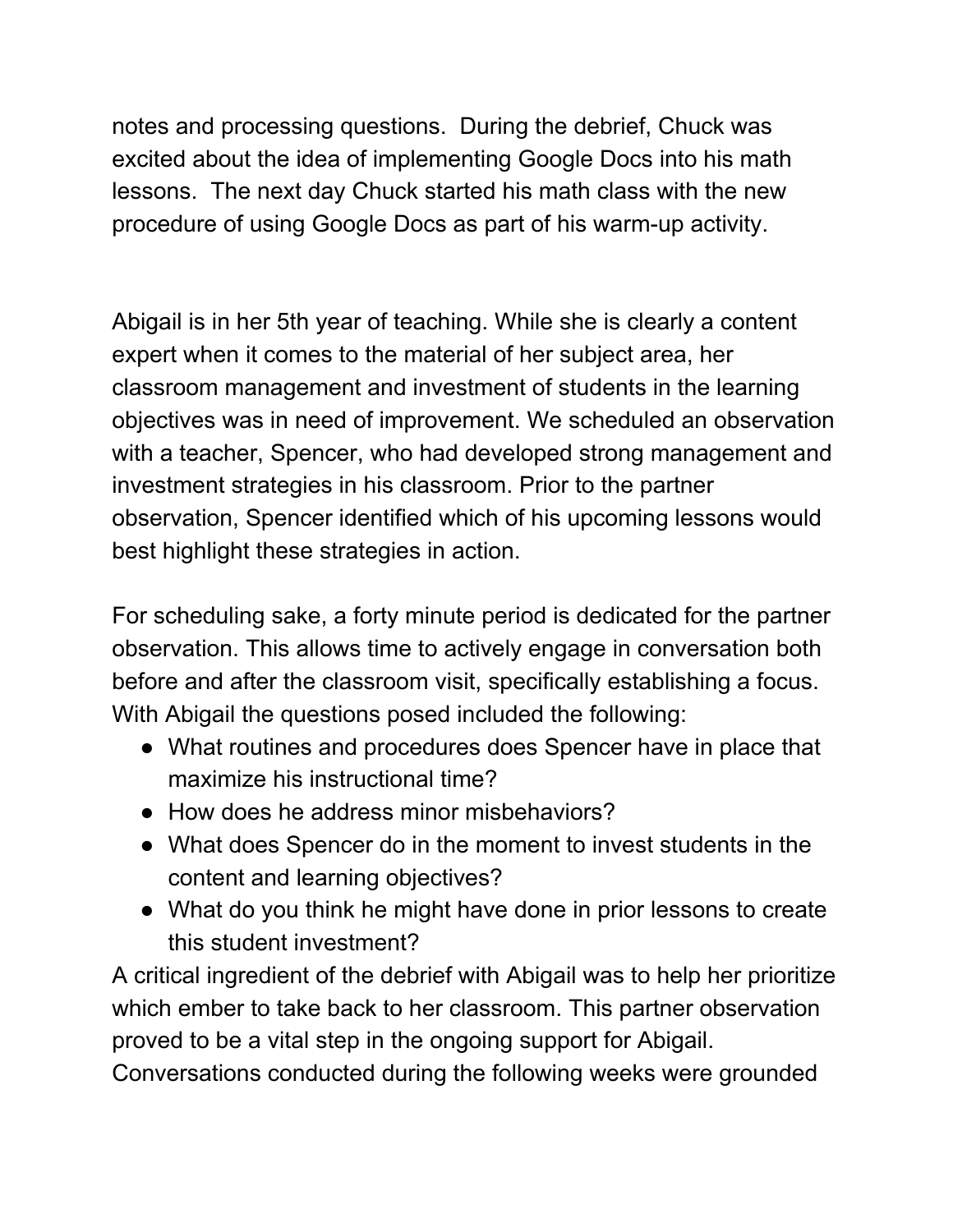notes and processing questions. During the debrief, Chuck was excited about the idea of implementing Google Docs into his math lessons. The next day Chuck started his math class with the new procedure of using Google Docs as part of his warm-up activity.

Abigail is in her 5th year of teaching. While she is clearly a content expert when it comes to the material of her subject area, her classroom management and investment of students in the learning objectives was in need of improvement. We scheduled an observation with a teacher, Spencer, who had developed strong management and investment strategies in his classroom. Prior to the partner observation, Spencer identified which of his upcoming lessons would best highlight these strategies in action.

For scheduling sake, a forty minute period is dedicated for the partner observation. This allows time to actively engage in conversation both before and after the classroom visit, specifically establishing a focus. With Abigail the questions posed included the following:

- What routines and procedures does Spencer have in place that maximize his instructional time?
- How does he address minor misbehaviors?
- What does Spencer do in the moment to invest students in the content and learning objectives?
- What do you think he might have done in prior lessons to create this student investment?

A critical ingredient of the debrief with Abigail was to help her prioritize which ember to take back to her classroom. This partner observation proved to be a vital step in the ongoing support for Abigail. Conversations conducted during the following weeks were grounded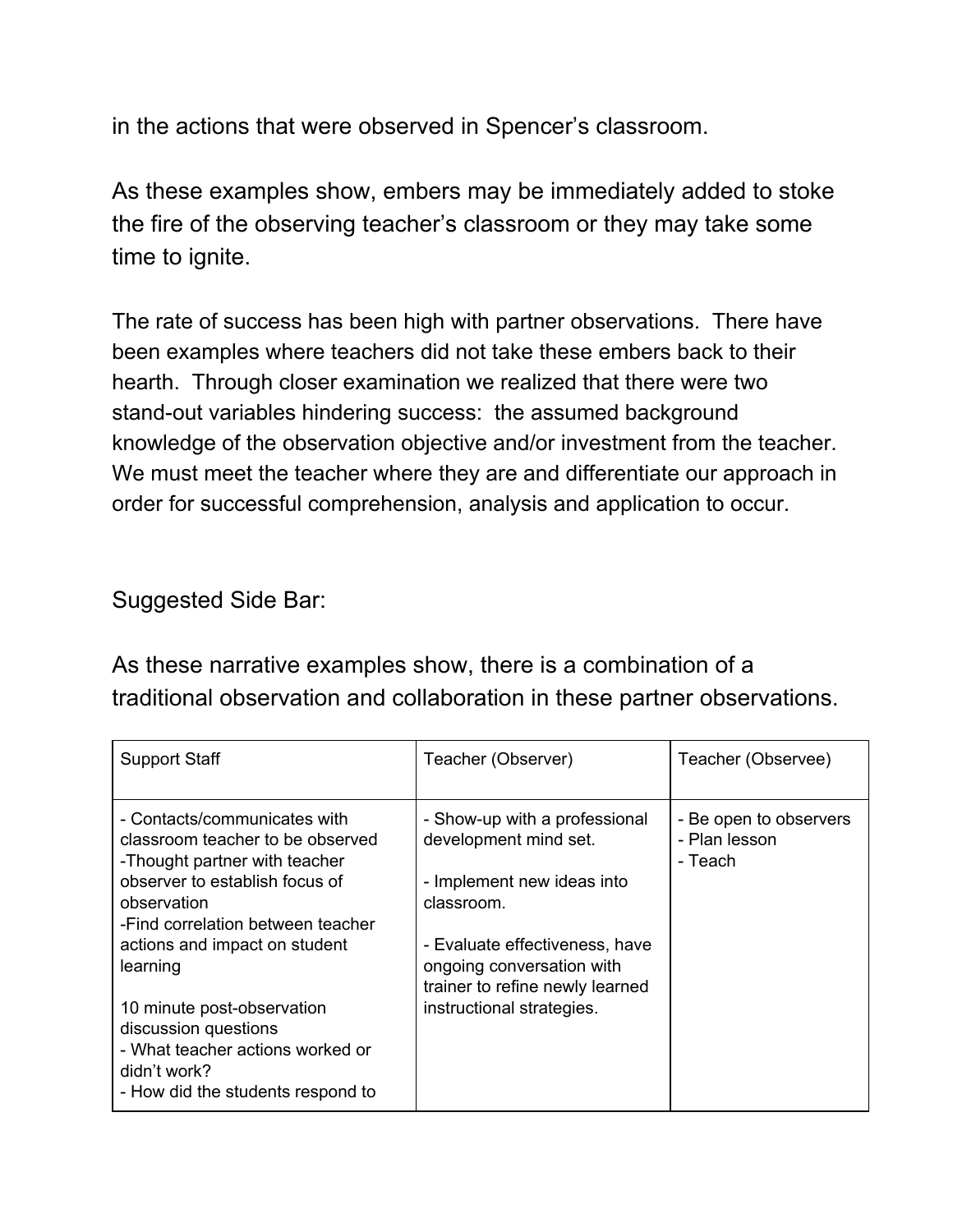in the actions that were observed in Spencer's classroom.

As these examples show, embers may be immediately added to stoke the fire of the observing teacher's classroom or they may take some time to ignite.

The rate of success has been high with partner observations. There have been examples where teachers did not take these embers back to their hearth. Through closer examination we realized that there were two stand-out variables hindering success: the assumed background knowledge of the observation objective and/or investment from the teacher. We must meet the teacher where they are and differentiate our approach in order for successful comprehension, analysis and application to occur.

Suggested Side Bar:

As these narrative examples show, there is a combination of a traditional observation and collaboration in these partner observations.

| Support Staff | Teacher (Observer) | Teacher (Observee) |
| --- | --- | --- |
| - Contacts/communicates with classroom teacher to be observed<br>-Thought partner with teacher observer to establish focus of observation<br>-Find correlation between teacher actions and impact on student learning<br><br>10 minute post-observation discussion questions<br>- What teacher actions worked or didn't work?<br>- How did the students respond to | - Show-up with a professional development mind set.<br><br>- Implement new ideas into classroom.<br><br>- Evaluate effectiveness, have ongoing conversation with trainer to refine newly learned instructional strategies. | - Be open to observers<br>- Plan lesson<br>- Teach |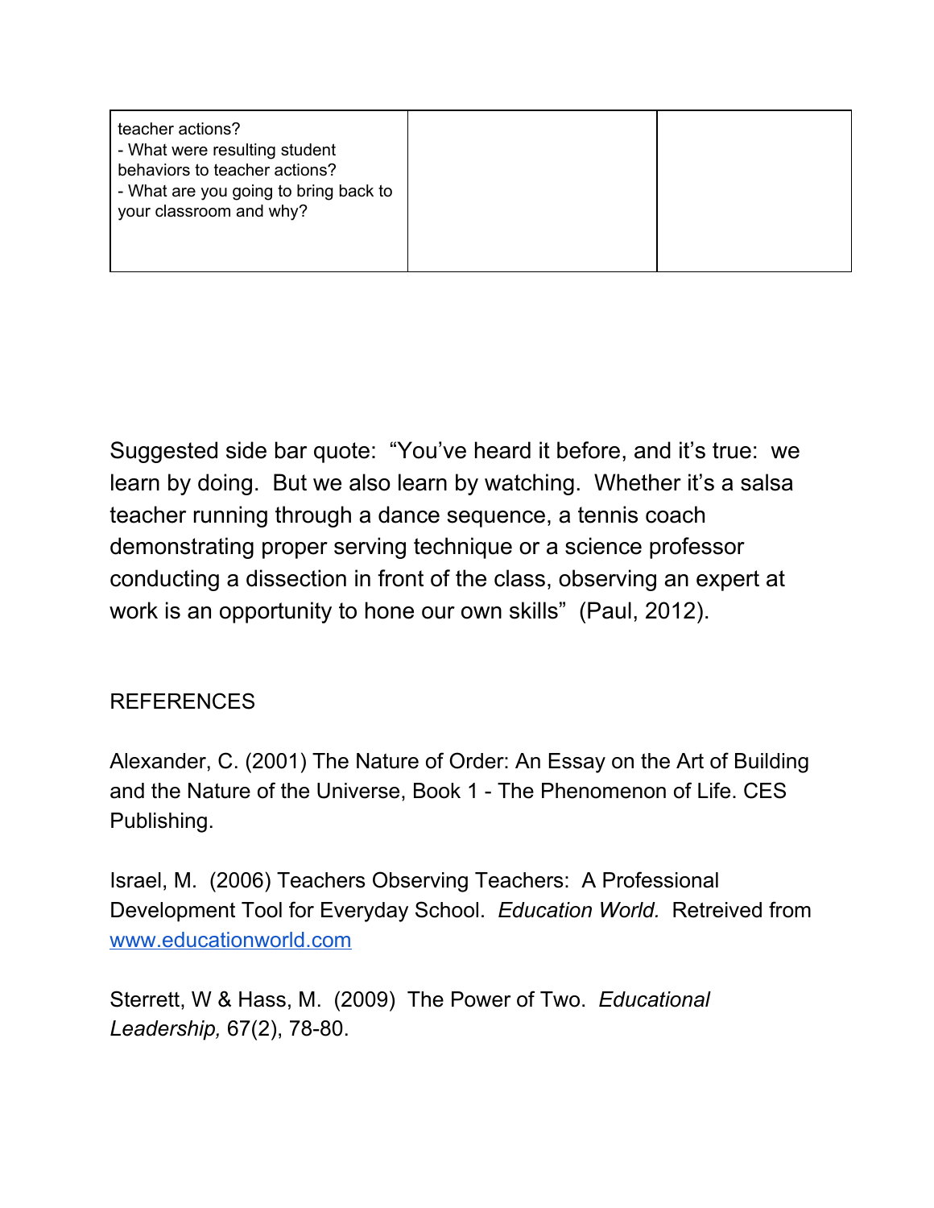| | | |
|---|---|---|
| teacher actions?<br>- What were resulting student behaviors to teacher actions?<br>- What are you going to bring back to your classroom and why? | | |

Suggested side bar quote: "You've heard it before, and it's true: we learn by doing. But we also learn by watching. Whether it's a salsa teacher running through a dance sequence, a tennis coach demonstrating proper serving technique or a science professor conducting a dissection in front of the class, observing an expert at work is an opportunity to hone our own skills" (Paul, 2012).

REFERENCES

Alexander, C. (2001) The Nature of Order: An Essay on the Art of Building and the Nature of the Universe, Book 1 - The Phenomenon of Life. CES Publishing.

Israel, M. (2006) Teachers Observing Teachers: A Professional Development Tool for Everyday School. *Education World.* Retreived from www.educationworld.com

Sterrett, W & Hass, M. (2009) The Power of Two. *Educational Leadership,* 67(2), 78-80.